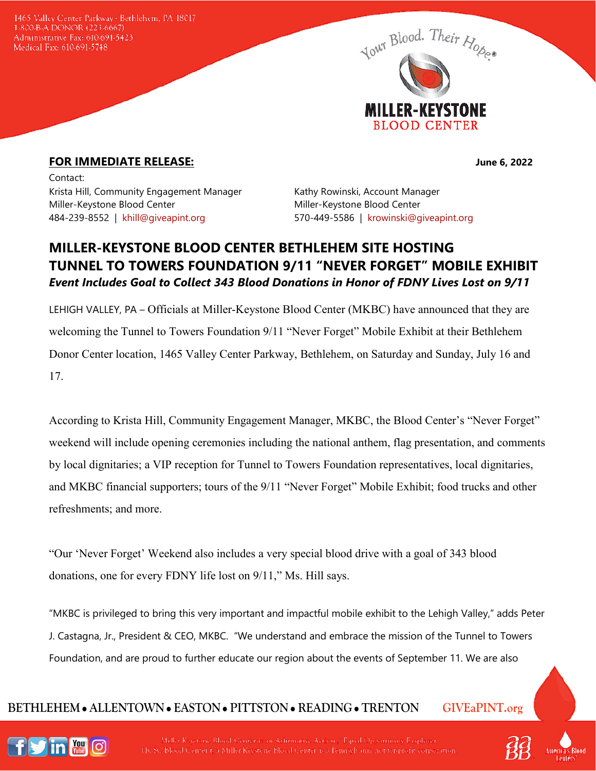1465 Valley Center Parkway · Bethlehem, PA 18017
1-800-B-A-DONOR (223-6667)
Administrative Fax: 610-691-5423
Medical Fax: 610-691-5748

Your Blood. Their Hope.®

MILLER-KEYSTONE BLOOD CENTER

**FOR IMMEDIATE RELEASE:** **June 6, 2022**

Contact:
Krista Hill, Community Engagement Manager
Miller-Keystone Blood Center
484-239-8552 | khill@giveapint.org

Kathy Rowinski, Account Manager
Miller-Keystone Blood Center
570-449-5586 | krowinski@giveapint.org

# MILLER-KEYSTONE BLOOD CENTER BETHLEHEM SITE HOSTING TUNNEL TO TOWERS FOUNDATION 9/11 "NEVER FORGET" MOBILE EXHIBIT

***Event Includes Goal to Collect 343 Blood Donations in Honor of FDNY Lives Lost on 9/11***

LEHIGH VALLEY, PA – Officials at Miller-Keystone Blood Center (MKBC) have announced that they are welcoming the Tunnel to Towers Foundation 9/11 "Never Forget" Mobile Exhibit at their Bethlehem Donor Center location, 1465 Valley Center Parkway, Bethlehem, on Saturday and Sunday, July 16 and 17.

According to Krista Hill, Community Engagement Manager, MKBC, the Blood Center's "Never Forget" weekend will include opening ceremonies including the national anthem, flag presentation, and comments by local dignitaries; a VIP reception for Tunnel to Towers Foundation representatives, local dignitaries, and MKBC financial supporters; tours of the 9/11 "Never Forget" Mobile Exhibit; food trucks and other refreshments; and more.

"Our 'Never Forget' Weekend also includes a very special blood drive with a goal of 343 blood donations, one for every FDNY life lost on 9/11," Ms. Hill says.

"MKBC is privileged to bring this very important and impactful mobile exhibit to the Lehigh Valley," adds Peter J. Castagna, Jr., President & CEO, MKBC. "We understand and embrace the mission of the Tunnel to Towers Foundation, and are proud to further educate our region about the events of September 11. We are also

BETHLEHEM • ALLENTOWN • EASTON • PITTSTON • READING • TRENTON GIVEaPINT.org

Miller-Keystone Blood Center is an Affirmative Action / Equal Opportunity Employer.
HCSC Blood Center t/a Miller-Keystone Blood Center is a Pennsylvania not-for-profit corporation.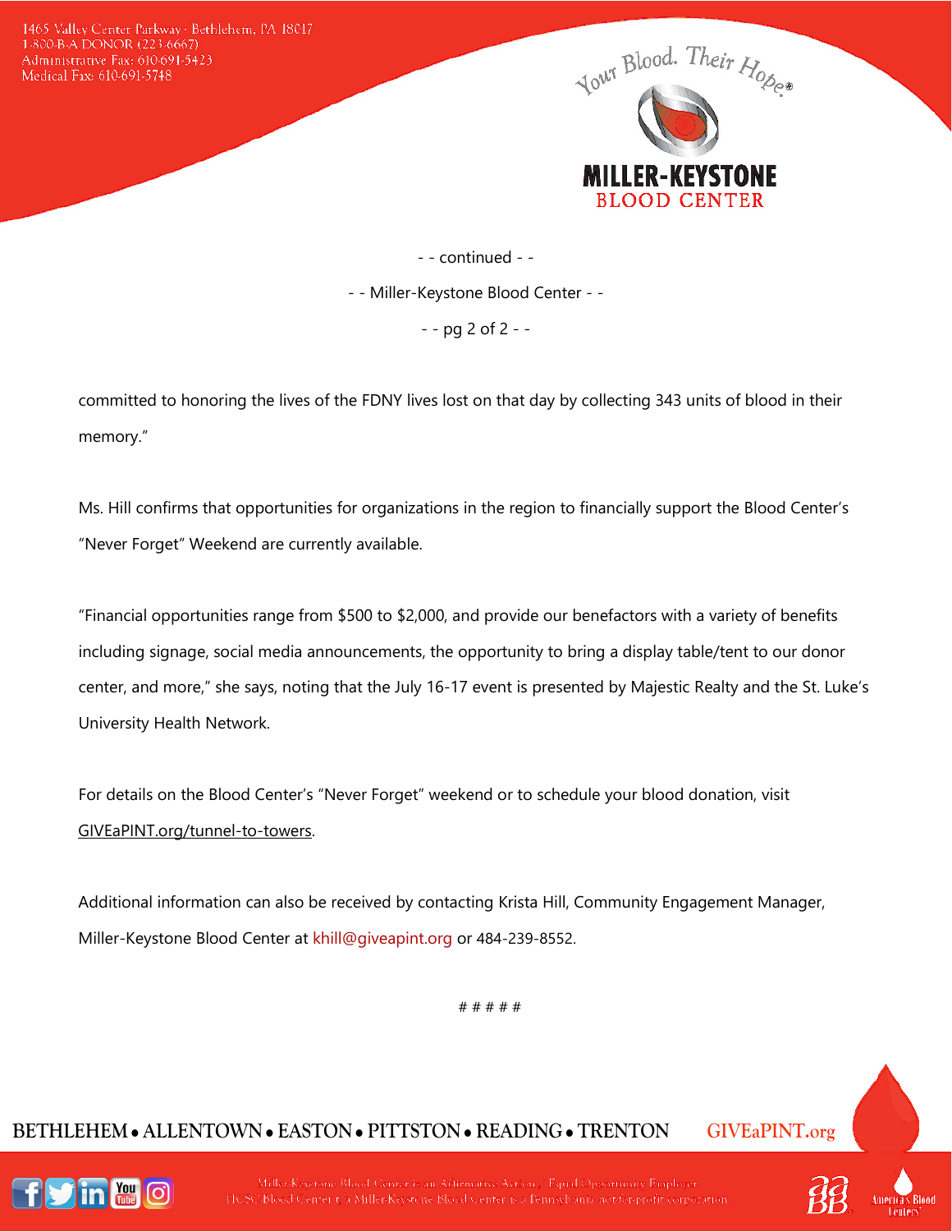- - continued - -

- - Miller-Keystone Blood Center - -

committed to honoring the lives of the FDNY lives lost on that day by collecting 343 units of blood in their memory."

Ms. Hill confirms that opportunities for organizations in the region to financially support the Blood Center's "Never Forget" Weekend are currently available.

"Financial opportunities range from $500 to $2,000, and provide our benefactors with a variety of benefits including signage, social media announcements, the opportunity to bring a display table/tent to our donor center, and more," she says, noting that the July 16-17 event is presented by Majestic Realty and the St. Luke's University Health Network.

For details on the Blood Center's "Never Forget" weekend or to schedule your blood donation, visit GIVEaPINT.org/tunnel-to-towers.

Additional information can also be received by contacting Krista Hill, Community Engagement Manager, Miller-Keystone Blood Center at khill@giveapint.org or 484-239-8552.

# # # # #